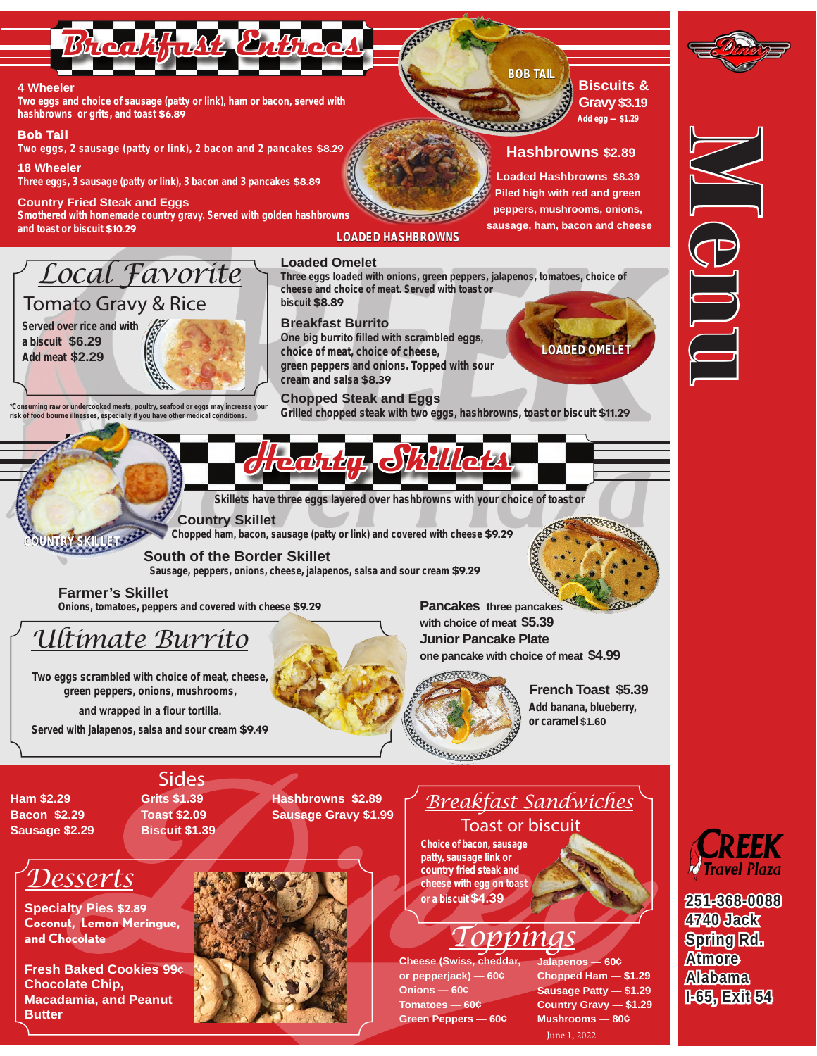# Breakfast Entrees

**4 Wheeler**
Two eggs and choice of sausage (patty or link), ham or bacon, served with hashbrowns or grits, and toast $6.89

**Bob Tail**
Two eggs, 2 sausage (patty or link), 2 bacon and 2 pancakes $8.29

**18 Wheeler**
Three eggs, 3 sausage (patty or link), 3 bacon and 3 pancakes $8.89

**Country Fried Steak and Eggs**
Smothered with homemade country gravy. Served with golden hashbrowns and toast or biscuit $10.29

BOB TAIL

**Biscuits & Gravy** $3.19
Add egg — $1.29

**Hashbrowns** $2.89

**Loaded Hashbrowns** $8.39
Piled high with red and green peppers, mushrooms, onions, sausage, ham, bacon and cheese

LOADED HASHBROWNS

## Local Favorite

### Tomato Gravy & Rice

Served over rice and with a biscuit $6.29
Add meat $2.29

*Consuming raw or undercooked meats, poultry, seafood or eggs may increase your risk of food bourne illnesses, especially if you have other medical conditions.

**Loaded Omelet**
Three eggs loaded with onions, green peppers, jalapenos, tomatoes, choice of cheese and choice of meat. Served with toast or biscuit $8.89

**Breakfast Burrito**
One big burrito filled with scrambled eggs, choice of meat, choice of cheese, green peppers and onions. Topped with sour cream and salsa $8.39

LOADED OMELET

**Chopped Steak and Eggs**
Grilled chopped steak with two eggs, hashbrowns, toast or biscuit $11.29

# Hearty Skillets

Skillets have three eggs layered over hashbrowns with your choice of toast or

COUNTRY SKILLET

**Country Skillet**
Chopped ham, bacon, sausage (patty or link) and covered with cheese $9.29

**South of the Border Skillet**
Sausage, peppers, onions, cheese, jalapenos, salsa and sour cream $9.29

**Farmer's Skillet**
Onions, tomatoes, peppers and covered with cheese $9.29

## Ultimate Burrito

Two eggs scrambled with choice of meat, cheese, green peppers, onions, mushrooms,

and wrapped in a flour tortilla.

Served with jalapenos, salsa and sour cream $9.49

**Pancakes** three pancakes with choice of meat $5.39

**Junior Pancake Plate**
one pancake with choice of meat $4.99

**French Toast** $5.39
Add banana, blueberry, or caramel $1.60

## Sides

Ham $2.29
Bacon $2.29
Sausage $2.29
Grits $1.39
Toast $2.09
Biscuit $1.39
Hashbrowns $2.89
Sausage Gravy $1.99

## Desserts

**Specialty Pies** $2.89
Coconut, Lemon Meringue, and Chocolate

**Fresh Baked Cookies** 99¢
Chocolate Chip, Macadamia, and Peanut Butter

## Breakfast Sandwiches

### Toast or biscuit

Choice of bacon, sausage patty, sausage link or country fried steak and cheese with egg on toast or a biscuit $4.39

## Toppings

Cheese (Swiss, cheddar, or pepperjack) — 60¢
Onions — 60¢
Tomatoes — 60¢
Green Peppers — 60¢
Jalapenos — 60¢
Chopped Ham — $1.29
Sausage Patty — $1.29
Country Gravy — $1.29
Mushrooms — 80¢

June 1, 2022

Diner

# Menu

CREEK Travel Plaza

251-368-0088
4740 Jack Spring Rd.
Atmore Alabama
I-65, Exit 54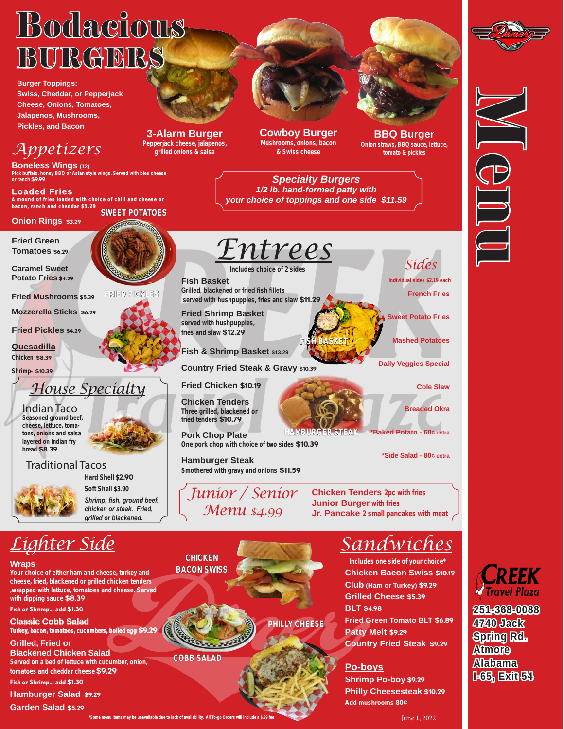# Bodacious BURGERS

**Burger Toppings:**
**Swiss, Cheddar, or Pepperjack Cheese, Onions, Tomatoes, Jalapenos, Mushrooms, Pickles, and Bacon**

### 3-Alarm Burger
Pepperjack cheese, jalapenos, grilled onions & salsa

### Cowboy Burger
Mushrooms, onions, bacon & Swiss cheese

### BBQ Burger
Onion straws, BBQ sauce, lettuce, tomato & pickles

### *Specialty Burgers*
*1/2 lb. hand-formed patty with your choice of toppings and one side $11.59*

## Appetizers

**Boneless Wings** (12)
Pick buffalo, honey BBQ or Asian style wings. Served with bleu cheese or ranch $9.99

**Loaded Fries**
A mound of fries loaded with choice of chili and cheese or bacon, ranch and cheddar $5.29

**Onion Rings** $3.29

SWEET POTATOES

**Fried Green Tomatoes** $6.29

**Caramel Sweet Potato Fries** $4.29

**Fried Mushrooms** $5.39

FRIED PICKLES

**Mozzerella Sticks** $6.29

**Fried Pickles** $4.29

**Quesadilla**
Chicken $8.39
Shrimp- $10.39

## House Specialty

**Indian Taco**
Seasoned ground beef, cheese, lettuce, tomatoes, onions and salsa layered on Indian fry bread $8.39

**Traditional Tacos**
Hard Shell $2.90
Soft Shell $3.90
*Shrimp, fish, ground beef, chicken or steak. Fried, grilled or blackened.*

## Entrees

Includes choice of 2 sides

**Fish Basket**
Grilled, blackened or fried fish fillets served with hushpuppies, fries and slaw $11.29

**Fried Shrimp Basket**
served with hushpuppies, fries and slaw $12.29

FISH BASKET

**Fish & Shrimp Basket** $13.29

**Country Fried Steak & Gravy** $10.39

**Fried Chicken** $10.19

**Chicken Tenders**
Three grilled, blackened or fried tenders $10.79

HAMBURGER STEAK

**Pork Chop Plate**
One pork chop with choice of two sides $10.39

**Hamburger Steak**
Smothered with gravy and onions $11.59

## Sides

Individual sides $2.19 each

- French Fries
- Sweet Potato Fries
- Mashed Potatoes
- Daily Veggies Special
- Cole Slaw
- Breaded Okra
- *Baked Potato - 60¢ extra
- *Side Salad - 80¢ extra

## *Junior / Senior Menu $4.99*

**Chicken Tenders** 2pc with fries
**Junior Burger** with fries
**Jr. Pancake** 2 small pancakes with meat

## Lighter Side

**Wraps**
Your choice of either ham and cheese, turkey and cheese, fried, blackened or grilled chicken tenders ,wrapped with lettuce, tomatoes and cheese. Served with dipping sauce $8.39
Fish or Shrimp... add $1.30

**Classic Cobb Salad**
Turkey, bacon, tomatoes, cucumbers, boiled egg $9.29

**Grilled, Fried or Blackened Chicken Salad**
Served on a bed of lettuce with cucumber, onion, tomatoes and cheddar cheese $9.29
Fish or Shrimp... add $1.30

**Hamburger Salad** $9.29

**Garden Salad** $5.29

CHICKEN BACON SWISS

COBB SALAD

PHILLY CHEESE

## Sandwiches

Includes one side of your choice*

- **Chicken Bacon Swiss** $10.19
- **Club** (Ham or Turkey) $9.29
- **Grilled Cheese** $5.39
- **BLT** $4.98
- **Fried Green Tomato BLT** $6.89
- **Patty Melt** $9.29
- **Country Fried Steak** $9.29

### Po-boys

- **Shrimp Po-boy** $9.29
- **Philly Cheesesteak** $10.29

Add mushrooms 80¢

# Menu

Diner

CREEK Travel Plaza

251-368-0088
4740 Jack Spring Rd.
Atmore Alabama
I-65, Exit 54

*Some menu items may be unavailable due to lack of availability. All To-go Orders will include a $.99 fee

June 1, 2022